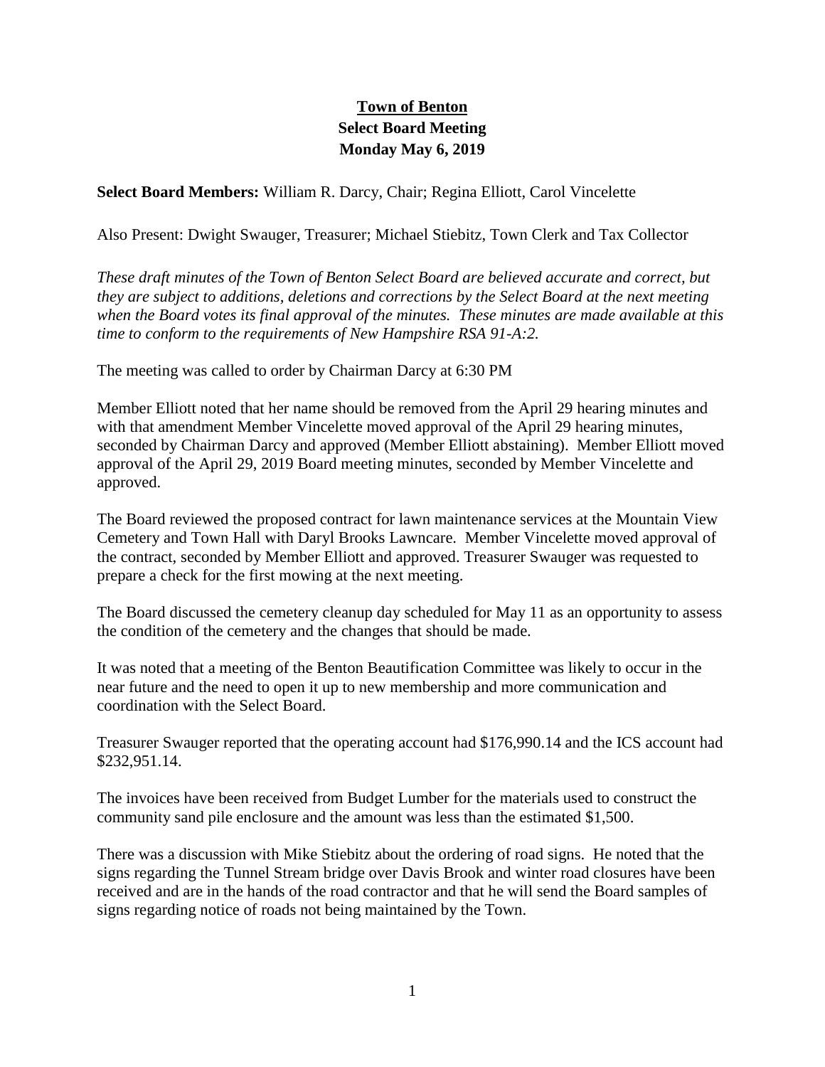# Town of Benton
## Select Board Meeting
## Monday May 6, 2019

**Select Board Members:** William R. Darcy, Chair; Regina Elliott, Carol Vincelette

Also Present: Dwight Swauger, Treasurer; Michael Stiebitz, Town Clerk and Tax Collector

*These draft minutes of the Town of Benton Select Board are believed accurate and correct, but they are subject to additions, deletions and corrections by the Select Board at the next meeting when the Board votes its final approval of the minutes. These minutes are made available at this time to conform to the requirements of New Hampshire RSA 91-A:2.*

The meeting was called to order by Chairman Darcy at 6:30 PM

Member Elliott noted that her name should be removed from the April 29 hearing minutes and with that amendment Member Vincelette moved approval of the April 29 hearing minutes, seconded by Chairman Darcy and approved (Member Elliott abstaining). Member Elliott moved approval of the April 29, 2019 Board meeting minutes, seconded by Member Vincelette and approved.

The Board reviewed the proposed contract for lawn maintenance services at the Mountain View Cemetery and Town Hall with Daryl Brooks Lawncare. Member Vincelette moved approval of the contract, seconded by Member Elliott and approved. Treasurer Swauger was requested to prepare a check for the first mowing at the next meeting.

The Board discussed the cemetery cleanup day scheduled for May 11 as an opportunity to assess the condition of the cemetery and the changes that should be made.

It was noted that a meeting of the Benton Beautification Committee was likely to occur in the near future and the need to open it up to new membership and more communication and coordination with the Select Board.

Treasurer Swauger reported that the operating account had $176,990.14 and the ICS account had $232,951.14.

The invoices have been received from Budget Lumber for the materials used to construct the community sand pile enclosure and the amount was less than the estimated $1,500.

There was a discussion with Mike Stiebitz about the ordering of road signs. He noted that the signs regarding the Tunnel Stream bridge over Davis Brook and winter road closures have been received and are in the hands of the road contractor and that he will send the Board samples of signs regarding notice of roads not being maintained by the Town.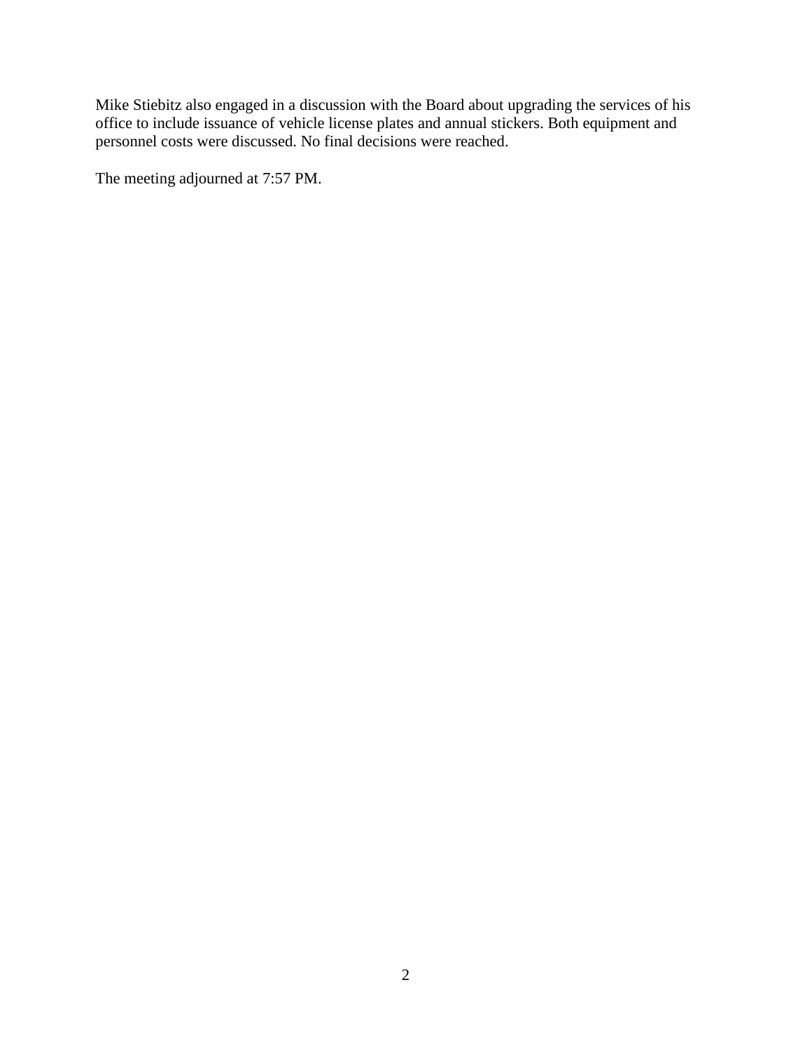Mike Stiebitz also engaged in a discussion with the Board about upgrading the services of his office to include issuance of vehicle license plates and annual stickers. Both equipment and personnel costs were discussed. No final decisions were reached.

The meeting adjourned at 7:57 PM.